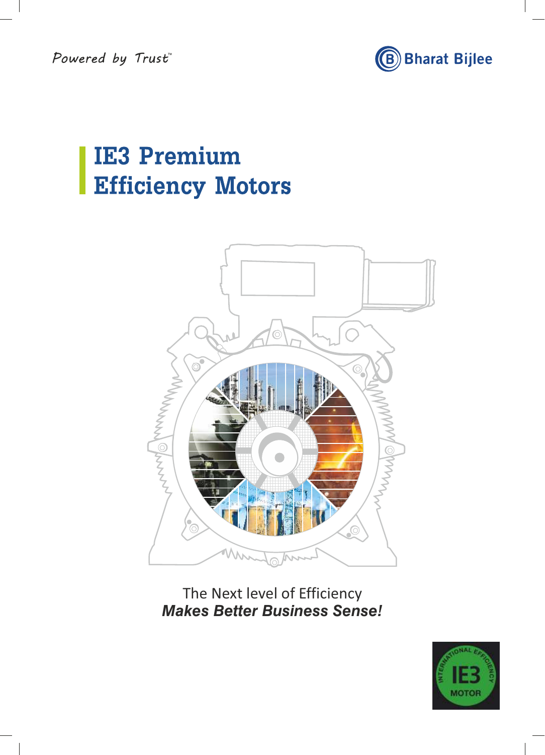Powered by Trust™

Bharat Bijlee

# IE3 Premium Efficiency Motors

The Next level of Efficiency
***Makes Better Business Sense!***

INTERNATIONAL EFFICIENCY IE3 MOTOR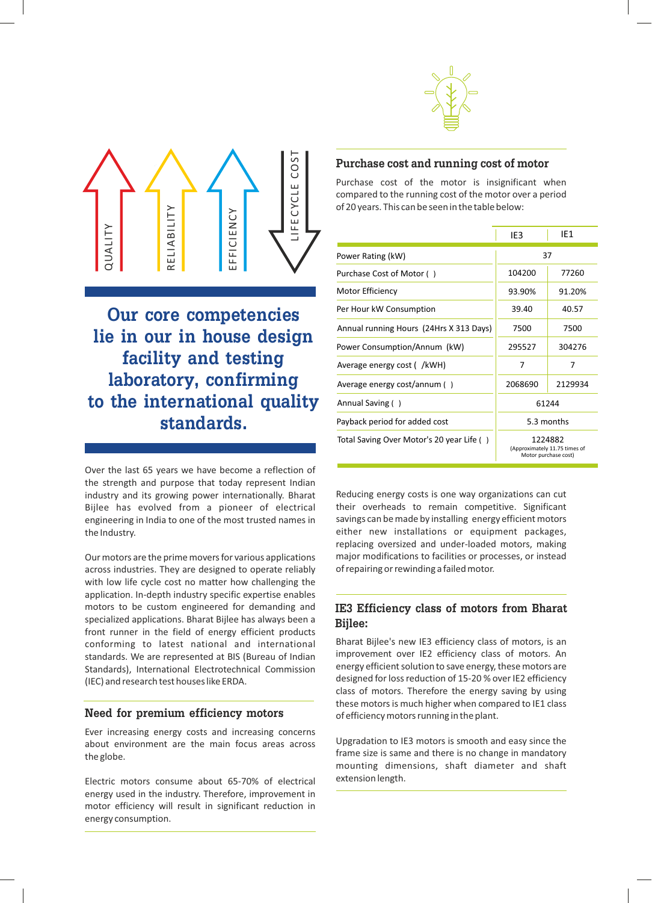QUALITY

RELIABILITY

EFFICIENCY

LIFE CYCLE COST

## Our core competencies lie in our in house design facility and testing laboratory, confirming to the international quality standards.

Over the last 65 years we have become a reflection of the strength and purpose that today represent Indian industry and its growing power internationally. Bharat Bijlee has evolved from a pioneer of electrical engineering in India to one of the most trusted names in the Industry.

Our motors are the prime movers for various applications across industries. They are designed to operate reliably with low life cycle cost no matter how challenging the application. In-depth industry specific expertise enables motors to be custom engineered for demanding and specialized applications. Bharat Bijlee has always been a front runner in the field of energy efficient products conforming to latest national and international standards. We are represented at BIS (Bureau of Indian Standards), International Electrotechnical Commission (IEC) and research test houses like ERDA.

### Need for premium efficiency motors

Ever increasing energy costs and increasing concerns about environment are the main focus areas across the globe.

Electric motors consume about 65-70% of electrical energy used in the industry. Therefore, improvement in motor efficiency will result in significant reduction in energy consumption.

### Purchase cost and running cost of motor

Purchase cost of the motor is insignificant when compared to the running cost of the motor over a period of 20 years. This can be seen in the table below:

| | IE3 | IE1 |
|---|---|---|
| Power Rating (kW) | 37 | |
| Purchase Cost of Motor ( ) | 104200 | 77260 |
| Motor Efficiency | 93.90% | 91.20% |
| Per Hour kW Consumption | 39.40 | 40.57 |
| Annual running Hours (24Hrs X 313 Days) | 7500 | 7500 |
| Power Consumption/Annum (kW) | 295527 | 304276 |
| Average energy cost ( /kWH) | 7 | 7 |
| Average energy cost/annum ( ) | 2068690 | 2129934 |
| Annual Saving ( ) | 61244 | |
| Payback period for added cost | 5.3 months | |
| Total Saving Over Motor's 20 year Life ( ) | 1224882 (Approximately 11.75 times of Motor purchase cost) | |

Reducing energy costs is one way organizations can cut their overheads to remain competitive. Significant savings can be made by installing energy efficient motors either new installations or equipment packages, replacing oversized and under-loaded motors, making major modifications to facilities or processes, or instead of repairing or rewinding a failed motor.

### IE3 Efficiency class of motors from Bharat Bijlee:

Bharat Bijlee's new IE3 efficiency class of motors, is an improvement over IE2 efficiency class of motors. An energy efficient solution to save energy, these motors are designed for loss reduction of 15-20 % over IE2 efficiency class of motors. Therefore the energy saving by using these motors is much higher when compared to IE1 class of efficiency motors running in the plant.

Upgradation to IE3 motors is smooth and easy since the frame size is same and there is no change in mandatory mounting dimensions, shaft diameter and shaft extension length.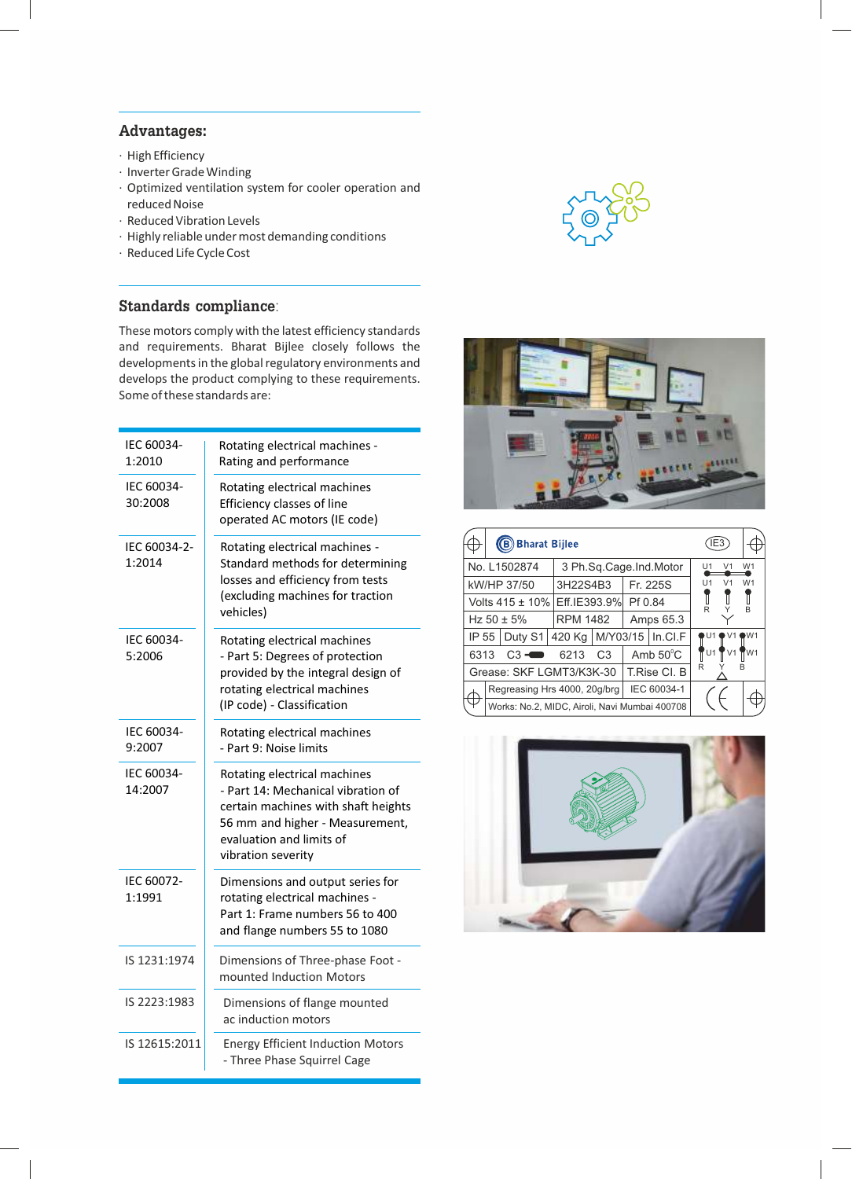## Advantages:

- High Efficiency
- Inverter Grade Winding
- Optimized ventilation system for cooler operation and reduced Noise
- Reduced Vibration Levels
- Highly reliable under most demanding conditions
- Reduced Life Cycle Cost

## Standards compliance:

These motors comply with the latest efficiency standards and requirements. Bharat Bijlee closely follows the developments in the global regulatory environments and develops the product complying to these requirements. Some of these standards are:

| Standard | Description |
|---|---|
| IEC 60034-1:2010 | Rotating electrical machines - Rating and performance |
| IEC 60034-30:2008 | Rotating electrical machines Efficiency classes of line operated AC motors (IE code) |
| IEC 60034-2-1:2014 | Rotating electrical machines - Standard methods for determining losses and efficiency from tests (excluding machines for traction vehicles) |
| IEC 60034-5:2006 | Rotating electrical machines - Part 5: Degrees of protection provided by the integral design of rotating electrical machines (IP code) - Classification |
| IEC 60034-9:2007 | Rotating electrical machines - Part 9: Noise limits |
| IEC 60034-14:2007 | Rotating electrical machines - Part 14: Mechanical vibration of certain machines with shaft heights 56 mm and higher - Measurement, evaluation and limits of vibration severity |
| IEC 60072-1:1991 | Dimensions and output series for rotating electrical machines - Part 1: Frame numbers 56 to 400 and flange numbers 55 to 1080 |
| IS 1231:1974 | Dimensions of Three-phase Foot - mounted Induction Motors |
| IS 2223:1983 | Dimensions of flange mounted ac induction motors |
| IS 12615:2011 | Energy Efficient Induction Motors - Three Phase Squirrel Cage |

**Bharat Bijlee** (IE3)

| | | | |
|---|---|---|---|
| No. L1502874 | 3 Ph.Sq.Cage.Ind.Motor | | |
| kW/HP 37/50 | 3H22S4B3 | Fr. 225S | |
| Volts 415 ± 10% | Eff.IE393.9% | Pf 0.84 | |
| Hz 50 ± 5% | RPM 1482 | Amps 65.3 | |
| IP 55 | Duty S1 | 420 Kg | M/Y03/15 | In.Cl.F |
| 6313 C3 | 6213 C3 | Amb 50°C | |
| Grease: SKF LGMT3/K3K-30 | | T.Rise Cl. B | |
| Regreasing Hrs 4000, 20g/brg | | IEC 60034-1 | |
| Works: No.2, MIDC, Airoli, Navi Mumbai 400708 | | | |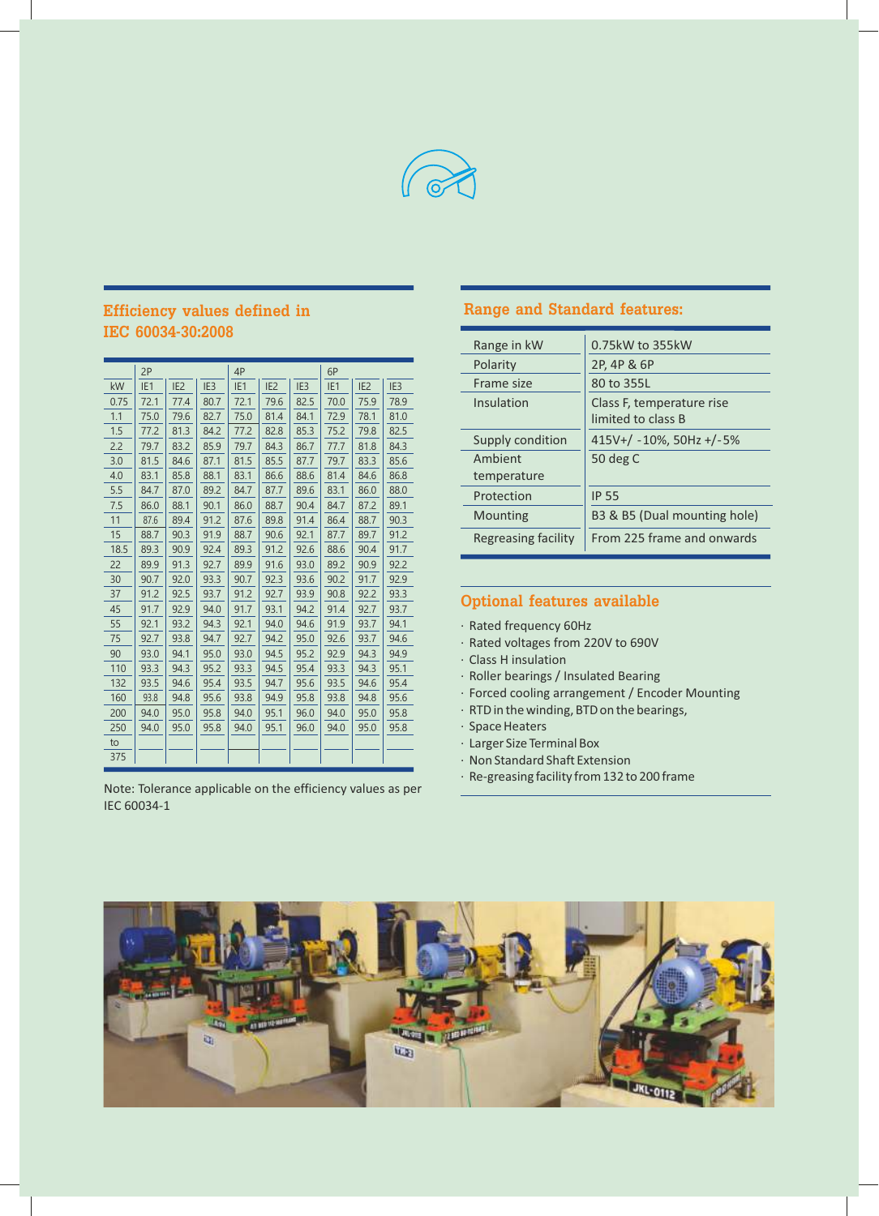## Efficiency values defined in IEC 60034-30:2008

| | 2P | | | 4P | | | 6P | | |
|---|---|---|---|---|---|---|---|---|---|
| kW | IE1 | IE2 | IE3 | IE1 | IE2 | IE3 | IE1 | IE2 | IE3 |
| 0.75 | 72.1 | 77.4 | 80.7 | 72.1 | 79.6 | 82.5 | 70.0 | 75.9 | 78.9 |
| 1.1 | 75.0 | 79.6 | 82.7 | 75.0 | 81.4 | 84.1 | 72.9 | 78.1 | 81.0 |
| 1.5 | 77.2 | 81.3 | 84.2 | 77.2 | 82.8 | 85.3 | 75.2 | 79.8 | 82.5 |
| 2.2 | 79.7 | 83.2 | 85.9 | 79.7 | 84.3 | 86.7 | 77.7 | 81.8 | 84.3 |
| 3.0 | 81.5 | 84.6 | 87.1 | 81.5 | 85.5 | 87.7 | 79.7 | 83.3 | 85.6 |
| 4.0 | 83.1 | 85.8 | 88.1 | 83.1 | 86.6 | 88.6 | 81.4 | 84.6 | 86.8 |
| 5.5 | 84.7 | 87.0 | 89.2 | 84.7 | 87.7 | 89.6 | 83.1 | 86.0 | 88.0 |
| 7.5 | 86.0 | 88.1 | 90.1 | 86.0 | 88.7 | 90.4 | 84.7 | 87.2 | 89.1 |
| 11 | 87.6 | 89.4 | 91.2 | 87.6 | 89.8 | 91.4 | 86.4 | 88.7 | 90.3 |
| 15 | 88.7 | 90.3 | 91.9 | 88.7 | 90.6 | 92.1 | 87.7 | 89.7 | 91.2 |
| 18.5 | 89.3 | 90.9 | 92.4 | 89.3 | 91.2 | 92.6 | 88.6 | 90.4 | 91.7 |
| 22 | 89.9 | 91.3 | 92.7 | 89.9 | 91.6 | 93.0 | 89.2 | 90.9 | 92.2 |
| 30 | 90.7 | 92.0 | 93.3 | 90.7 | 92.3 | 93.6 | 90.2 | 91.7 | 92.9 |
| 37 | 91.2 | 92.5 | 93.7 | 91.2 | 92.7 | 93.9 | 90.8 | 92.2 | 93.3 |
| 45 | 91.7 | 92.9 | 94.0 | 91.7 | 93.1 | 94.2 | 91.4 | 92.7 | 93.7 |
| 55 | 92.1 | 93.2 | 94.3 | 92.1 | 94.0 | 94.6 | 91.9 | 93.7 | 94.1 |
| 75 | 92.7 | 93.8 | 94.7 | 92.7 | 94.2 | 95.0 | 92.6 | 93.7 | 94.6 |
| 90 | 93.0 | 94.1 | 95.0 | 93.0 | 94.5 | 95.2 | 92.9 | 94.3 | 94.9 |
| 110 | 93.3 | 94.3 | 95.2 | 93.3 | 94.5 | 95.4 | 93.3 | 94.3 | 95.1 |
| 132 | 93.5 | 94.6 | 95.4 | 93.5 | 94.7 | 95.6 | 93.5 | 94.6 | 95.4 |
| 160 | 93.8 | 94.8 | 95.6 | 93.8 | 94.9 | 95.8 | 93.8 | 94.8 | 95.6 |
| 200 | 94.0 | 95.0 | 95.8 | 94.0 | 95.1 | 96.0 | 94.0 | 95.0 | 95.8 |
| 250 to 375 | 94.0 | 95.0 | 95.8 | 94.0 | 95.1 | 96.0 | 94.0 | 95.0 | 95.8 |

Note: Tolerance applicable on the efficiency values as per IEC 60034-1

## Range and Standard features:

| | |
|---|---|
| Range in kW | 0.75kW to 355kW |
| Polarity | 2P, 4P & 6P |
| Frame size | 80 to 355L |
| Insulation | Class F, temperature rise limited to class B |
| Supply condition | 415V+/ -10%, 50Hz +/-5% |
| Ambient temperature | 50 deg C |
| Protection | IP 55 |
| Mounting | B3 & B5 (Dual mounting hole) |
| Regreasing facility | From 225 frame and onwards |

## Optional features available

- Rated frequency 60Hz
- Rated voltages from 220V to 690V
- Class H insulation
- Roller bearings / Insulated Bearing
- Forced cooling arrangement / Encoder Mounting
- RTD in the winding, BTD on the bearings,
- Space Heaters
- Larger Size Terminal Box
- Non Standard Shaft Extension
- Re-greasing facility from 132 to 200 frame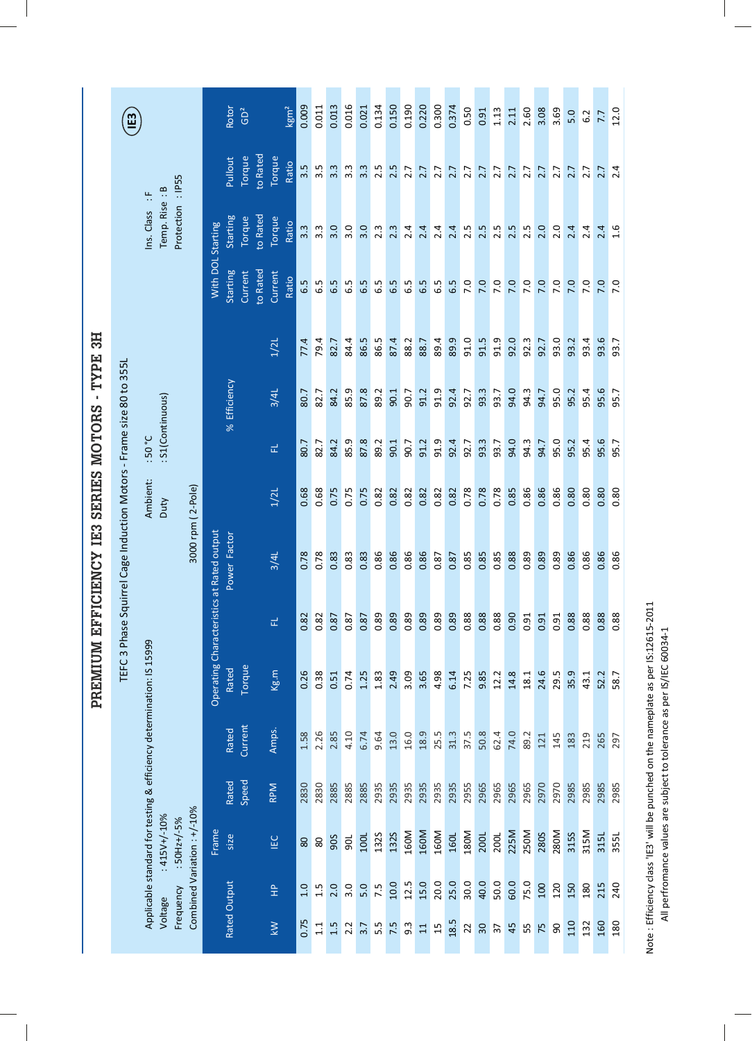# PREMIUM EFFICIENCY IE3 SERIES MOTORS - TYPE 3H

TEFC 3 Phase Squirrel Cage Induction Motors - Frame size 80 to 355L

IE3

Applicable standard for testing & efficiency determination: IS 15999

Voltage : 415V+/-10%
Frequency : 50Hz+/-5%
Combined Variation : +/-10%

Ambient: : 50 °C
Duty : S1(Continuous)

Ins. Class : F
Temp. Rise : B
Protection : IP55

3000 rpm ( 2-Pole)

| Rated Output | | Frame size | Rated Speed | Rated Current | Operating Characteristics at Rated output | | | | | | | | With DOL Starting | | | Rotor GD² |
|---|---|---|---|---|---|---|---|---|---|---|---|---|---|---|---|---|
| | | | | | Rated Torque | Power Factor | | | % Efficiency | | | Starting Current to Rated Current Ratio | Starting Torque to Rated Torque Ratio | Pullout Torque to Rated Torque Ratio | |
| kW | HP | IEC | RPM | Amps. | Kg.m | FL | 3/4L | 1/2L | FL | 3/4L | 1/2L | | | | kgm² |
| 0.75 | 1.0 | 80 | 2830 | 1.58 | 0.26 | 0.82 | 0.78 | 0.68 | 80.7 | 80.7 | 77.4 | 6.5 | 3.3 | 3.5 | 0.009 |
| 1.1 | 1.5 | 80 | 2830 | 2.26 | 0.38 | 0.82 | 0.78 | 0.68 | 82.7 | 82.7 | 79.4 | 6.5 | 3.3 | 3.5 | 0.011 |
| 1.5 | 2.0 | 90S | 2885 | 2.85 | 0.51 | 0.87 | 0.83 | 0.75 | 84.2 | 84.2 | 82.7 | 6.5 | 3.0 | 3.3 | 0.013 |
| 2.2 | 3.0 | 90L | 2885 | 4.10 | 0.74 | 0.87 | 0.83 | 0.75 | 85.9 | 85.9 | 84.4 | 6.5 | 3.0 | 3.3 | 0.016 |
| 3.7 | 5.0 | 100L | 2885 | 6.74 | 1.25 | 0.87 | 0.83 | 0.75 | 87.8 | 87.8 | 86.5 | 6.5 | 3.0 | 3.3 | 0.021 |
| 5.5 | 7.5 | 132S | 2935 | 9.64 | 1.83 | 0.89 | 0.86 | 0.82 | 89.2 | 89.2 | 86.5 | 6.5 | 2.3 | 2.5 | 0.134 |
| 7.5 | 10.0 | 132S | 2935 | 13.0 | 2.49 | 0.89 | 0.86 | 0.82 | 90.1 | 90.1 | 87.4 | 6.5 | 2.3 | 2.5 | 0.150 |
| 9.3 | 12.5 | 160M | 2935 | 16.0 | 3.09 | 0.89 | 0.86 | 0.82 | 90.7 | 90.7 | 88.2 | 6.5 | 2.4 | 2.7 | 0.190 |
| 11 | 15.0 | 160M | 2935 | 18.9 | 3.65 | 0.89 | 0.86 | 0.82 | 91.2 | 91.2 | 88.7 | 6.5 | 2.4 | 2.7 | 0.220 |
| 15 | 20.0 | 160M | 2935 | 25.5 | 4.98 | 0.89 | 0.87 | 0.82 | 91.9 | 91.9 | 89.4 | 6.5 | 2.4 | 2.7 | 0.300 |
| 18.5 | 25.0 | 160L | 2935 | 31.3 | 6.14 | 0.89 | 0.87 | 0.82 | 92.4 | 92.4 | 89.9 | 6.5 | 2.4 | 2.7 | 0.374 |
| 22 | 30.0 | 180M | 2955 | 37.5 | 7.25 | 0.88 | 0.85 | 0.78 | 92.7 | 92.7 | 91.0 | 7.0 | 2.5 | 2.7 | 0.50 |
| 30 | 40.0 | 200L | 2965 | 50.8 | 9.85 | 0.88 | 0.85 | 0.78 | 93.3 | 93.3 | 91.5 | 7.0 | 2.5 | 2.7 | 0.91 |
| 37 | 50.0 | 200L | 2965 | 62.4 | 12.2 | 0.88 | 0.85 | 0.78 | 93.7 | 93.7 | 91.9 | 7.0 | 2.5 | 2.7 | 1.13 |
| 45 | 60.0 | 225M | 2965 | 74.0 | 14.8 | 0.90 | 0.88 | 0.85 | 94.0 | 94.0 | 92.0 | 7.0 | 2.5 | 2.7 | 2.11 |
| 55 | 75.0 | 250M | 2965 | 89.2 | 18.1 | 0.91 | 0.89 | 0.86 | 94.3 | 94.3 | 92.3 | 7.0 | 2.5 | 2.7 | 2.60 |
| 75 | 100 | 280S | 2970 | 121 | 24.6 | 0.91 | 0.89 | 0.86 | 94.7 | 94.7 | 92.7 | 7.0 | 2.0 | 2.7 | 3.08 |
| 90 | 120 | 280M | 2970 | 145 | 29.5 | 0.91 | 0.89 | 0.86 | 95.0 | 95.0 | 93.0 | 7.0 | 2.0 | 2.7 | 3.69 |
| 110 | 150 | 315S | 2985 | 183 | 35.9 | 0.88 | 0.86 | 0.80 | 95.2 | 95.2 | 93.2 | 7.0 | 2.4 | 2.7 | 5.0 |
| 132 | 180 | 315M | 2985 | 219 | 43.1 | 0.88 | 0.86 | 0.80 | 95.4 | 95.4 | 93.4 | 7.0 | 2.4 | 2.7 | 6.2 |
| 160 | 215 | 315L | 2985 | 265 | 52.2 | 0.88 | 0.86 | 0.80 | 95.6 | 95.6 | 93.6 | 7.0 | 2.4 | 2.7 | 7.7 |
| 180 | 240 | 355L | 2985 | 297 | 58.7 | 0.88 | 0.86 | 0.80 | 95.7 | 95.7 | 93.7 | 7.0 | 1.6 | 2.4 | 12.0 |

Note : Efficiency class 'IE3' will be punched on the nameplate as per IS:12615-2011
All perfromance values are subject to tolerance as per IS/IEC 60034-1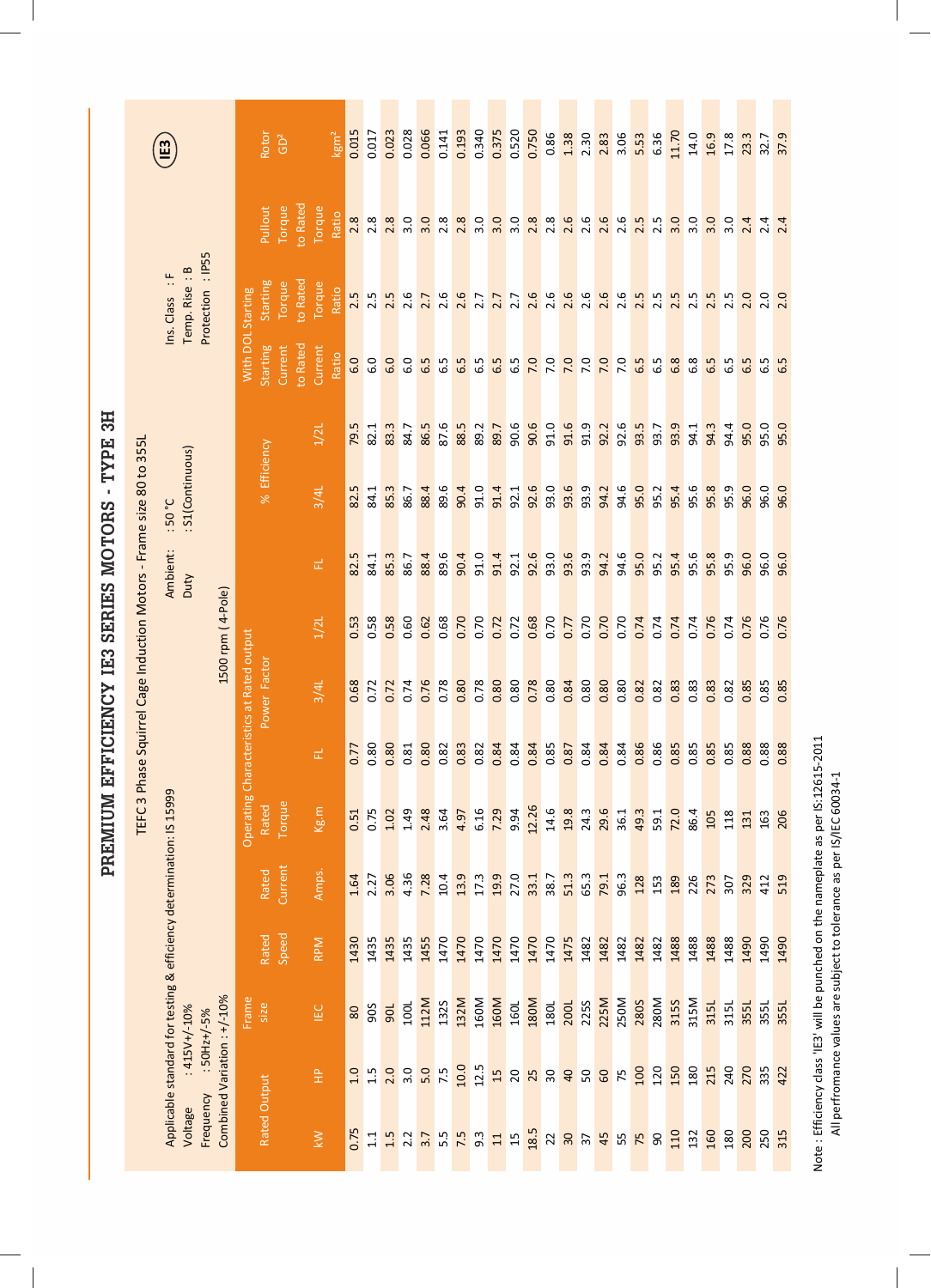# PREMIUM EFFICIENCY IE3 SERIES MOTORS - TYPE 3H

TEFC 3 Phase Squirrel Cage Induction Motors - Frame size 80 to 355L

IE3

Applicable standard for testing & efficiency determination: IS 15999

Voltage : 415V+/-10%
Frequency : 50Hz+/-5%
Combined Variation : +/-10%

Ambient : 50 °C
Duty : S1(Continuous)

Ins. Class : F
Temp. Rise : B
Protection : IP55

1500 rpm ( 4-Pole)

| Rated Output | | Frame size | Rated Speed | Rated Current | Operating Characteristics at Rated output | | | | | | | | With DOL Starting | | Pullout Torque to Rated Torque Ratio | Rotor GD² |
|---|---|---|---|---|---|---|---|---|---|---|---|---|---|---|---|---|
| | | | | | Rated Torque | Power Factor | | | % Efficiency | | | | Starting Current to Rated Current Ratio | Starting Torque to Rated Torque Ratio | | |
| kW | HP | IEC | RPM | Amps. | Kg.m | FL | 3/4L | 1/2L | FL | 3/4L | 1/2L | | | | | kgm² |
| 0.75 | 1.0 | 80 | 1430 | 1.64 | 0.51 | 0.77 | 0.68 | 0.53 | 82.5 | 82.5 | 79.5 | | 6.0 | 2.5 | 2.8 | 0.015 |
| 1.1 | 1.5 | 90S | 1435 | 2.27 | 0.75 | 0.80 | 0.72 | 0.58 | 84.1 | 84.1 | 82.1 | | 6.0 | 2.5 | 2.8 | 0.017 |
| 1.5 | 2.0 | 90L | 1435 | 3.06 | 1.02 | 0.80 | 0.72 | 0.58 | 85.3 | 85.3 | 83.3 | | 6.0 | 2.5 | 2.8 | 0.023 |
| 2.2 | 3.0 | 100L | 1435 | 4.36 | 1.49 | 0.81 | 0.74 | 0.60 | 86.7 | 86.7 | 84.7 | | 6.0 | 2.6 | 3.0 | 0.028 |
| 3.7 | 5.0 | 112M | 1455 | 7.28 | 2.48 | 0.80 | 0.76 | 0.62 | 88.4 | 88.4 | 86.5 | | 6.5 | 2.7 | 3.0 | 0.066 |
| 5.5 | 7.5 | 132S | 1470 | 10.4 | 3.64 | 0.82 | 0.78 | 0.68 | 89.6 | 89.6 | 87.6 | | 6.5 | 2.6 | 2.8 | 0.141 |
| 7.5 | 10.0 | 132M | 1470 | 13.9 | 4.97 | 0.83 | 0.80 | 0.70 | 90.4 | 90.4 | 88.5 | | 6.5 | 2.6 | 2.8 | 0.193 |
| 9.3 | 12.5 | 160M | 1470 | 17.3 | 6.16 | 0.82 | 0.78 | 0.70 | 91.0 | 91.0 | 89.2 | | 6.5 | 2.7 | 3.0 | 0.340 |
| 11 | 15 | 160M | 1470 | 19.9 | 7.29 | 0.84 | 0.80 | 0.72 | 91.4 | 91.4 | 89.7 | | 6.5 | 2.7 | 3.0 | 0.375 |
| 15 | 20 | 160L | 1470 | 27.0 | 9.94 | 0.84 | 0.80 | 0.72 | 92.1 | 92.1 | 90.6 | | 6.5 | 2.7 | 3.0 | 0.520 |
| 18.5 | 25 | 180M | 1470 | 33.1 | 12.26 | 0.84 | 0.78 | 0.68 | 92.6 | 92.6 | 90.6 | | 7.0 | 2.6 | 2.8 | 0.750 |
| 22 | 30 | 180L | 1470 | 38.7 | 14.6 | 0.85 | 0.80 | 0.70 | 93.0 | 93.0 | 91.0 | | 7.0 | 2.6 | 2.8 | 0.86 |
| 30 | 40 | 200L | 1475 | 51.3 | 19.8 | 0.87 | 0.84 | 0.77 | 93.6 | 93.6 | 91.6 | | 7.0 | 2.6 | 2.6 | 1.38 |
| 37 | 50 | 225S | 1482 | 65.3 | 24.3 | 0.84 | 0.80 | 0.70 | 93.9 | 93.9 | 91.9 | | 7.0 | 2.6 | 2.6 | 2.30 |
| 45 | 60 | 225M | 1482 | 79.1 | 29.6 | 0.84 | 0.80 | 0.70 | 94.2 | 94.2 | 92.2 | | 7.0 | 2.6 | 2.6 | 2.83 |
| 55 | 75 | 250M | 1482 | 96.3 | 36.1 | 0.84 | 0.80 | 0.70 | 94.6 | 94.6 | 92.6 | | 7.0 | 2.6 | 2.6 | 3.06 |
| 75 | 100 | 280S | 1482 | 128 | 49.3 | 0.86 | 0.82 | 0.74 | 95.0 | 95.0 | 93.5 | | 6.5 | 2.5 | 2.5 | 5.53 |
| 90 | 120 | 280M | 1482 | 153 | 59.1 | 0.86 | 0.82 | 0.74 | 95.2 | 95.2 | 93.7 | | 6.5 | 2.5 | 2.5 | 6.36 |
| 110 | 150 | 315S | 1488 | 189 | 72.0 | 0.85 | 0.83 | 0.74 | 95.4 | 95.4 | 93.9 | | 6.8 | 2.5 | 3.0 | 11.70 |
| 132 | 180 | 315M | 1488 | 226 | 86.4 | 0.85 | 0.83 | 0.74 | 95.6 | 95.6 | 94.1 | | 6.8 | 2.5 | 3.0 | 14.0 |
| 160 | 215 | 315L | 1488 | 273 | 105 | 0.85 | 0.83 | 0.76 | 95.8 | 95.8 | 94.3 | | 6.5 | 2.5 | 3.0 | 16.9 |
| 180 | 240 | 315L | 1488 | 307 | 118 | 0.85 | 0.82 | 0.74 | 95.9 | 95.9 | 94.4 | | 6.5 | 2.5 | 3.0 | 17.8 |
| 200 | 270 | 355L | 1490 | 329 | 131 | 0.88 | 0.85 | 0.76 | 96.0 | 96.0 | 95.0 | | 6.5 | 2.0 | 2.4 | 23.3 |
| 250 | 335 | 355L | 1490 | 412 | 163 | 0.88 | 0.85 | 0.76 | 96.0 | 96.0 | 95.0 | | 6.5 | 2.0 | 2.4 | 32.7 |
| 315 | 422 | 355L | 1490 | 519 | 206 | 0.88 | 0.85 | 0.76 | 96.0 | 96.0 | 95.0 | | 6.5 | 2.0 | 2.4 | 37.9 |

Note : Efficiency class 'IE3' will be punched on the nameplate as per IS:12615-2011
All perfromance values are subject to tolerance as per IS/IEC 60034-1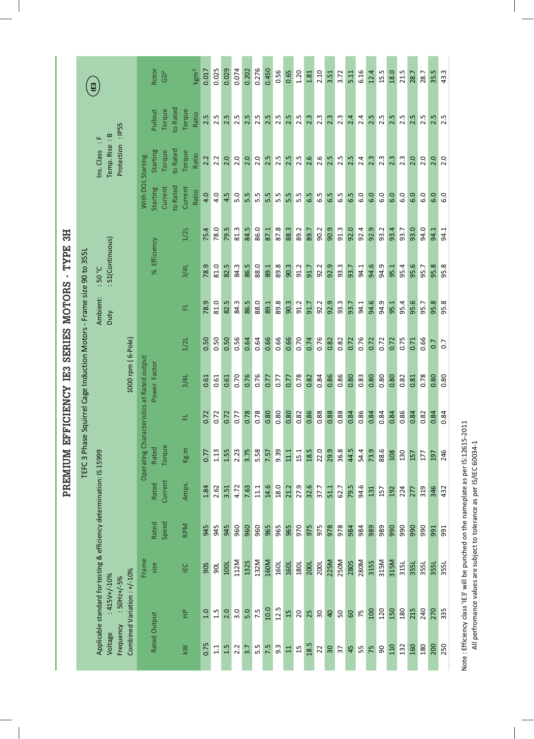# PREMIUM EFFICIENCY IE3 SERIES MOTORS - TYPE 3H

TEFC 3 Phase Squirrel Cage Induction Motors - Frame size 90 to 355L

Applicable standard for testing & efficiency determination: IS 15999

Voltage : 415V+/-10%
Frequency : 50Hz+/-5%
Combined Variation : +/-10%

Ambient : 50 °C
Duty : S1(Continuous)

Ins. Class : F
Temp. Rise : B
Protection : IP55

IE3

1000 rpm ( 6-Pole)

| Rated Output | | Frame size | Rated Speed | Operating Characteristics at Rated output | | | | | | | | | With DOL Starting | | Pullout Torque to Rated Torque Ratio | Rotor $GD^2$ |
|---|---|---|---|---|---|---|---|---|---|---|---|---|---|---|---|---|
| | | | | Rated Current | Rated Torque | Power Factor | | | % Efficiency | | | | Starting Current to Rated Current Ratio | Starting Torque to Rated Torque Ratio | | |
| kW | HP | IEC | RPM | Amps. | Kg.m | FL | 3/4L | 1/2L | FL | 3/4L | 1/2L | | | | | $kgm^2$ |
| 0.75 | 1.0 | 90S | 945 | 1.84 | 0.77 | 0.72 | 0.61 | 0.50 | 78.9 | 78.9 | 75.4 | | 4.0 | 2.2 | 2.5 | 0.017 |
| 1.1 | 1.5 | 90L | 945 | 2.62 | 1.13 | 0.72 | 0.61 | 0.50 | 81.0 | 81.0 | 78.0 | | 4.0 | 2.2 | 2.5 | 0.025 |
| 1.5 | 2.0 | 100L | 945 | 3.51 | 1.55 | 0.72 | 0.61 | 0.50 | 82.5 | 82.5 | 79.5 | | 4.5 | 2.0 | 2.5 | 0.029 |
| 2.2 | 3.0 | 112M | 960 | 4.72 | 2.23 | 0.77 | 0.70 | 0.56 | 84.3 | 84.3 | 81.3 | | 5.0 | 2.0 | 2.5 | 0.074 |
| 3.7 | 5.0 | 132S | 960 | 7.63 | 3.75 | 0.78 | 0.76 | 0.64 | 86.5 | 86.5 | 84.5 | | 5.5 | 2.0 | 2.5 | 0.202 |
| 5.5 | 7.5 | 132M | 960 | 11.1 | 5.58 | 0.78 | 0.76 | 0.64 | 88.0 | 88.0 | 86.0 | | 5.5 | 2.0 | 2.5 | 0.276 |
| 7.5 | 10.0 | 160M | 965 | 14.6 | 7.57 | 0.80 | 0.77 | 0.66 | 89.1 | 89.1 | 87.1 | | 5.5 | 2.5 | 2.5 | 0.450 |
| 9.3 | 12.5 | 160L | 965 | 18.0 | 9.39 | 0.80 | 0.77 | 0.66 | 89.8 | 89.8 | 87.8 | | 5.5 | 2.5 | 2.5 | 0.56 |
| 11 | 15 | 160L | 965 | 21.2 | 11.1 | 0.80 | 0.77 | 0.66 | 90.3 | 90.3 | 88.3 | | 5.5 | 2.5 | 2.5 | 0.65 |
| 15 | 20 | 180L | 970 | 27.9 | 15.1 | 0.82 | 0.78 | 0.70 | 91.2 | 91.2 | 89.2 | | 5.5 | 2.5 | 2.5 | 1.20 |
| 18.5 | 25 | 200L | 975 | 32.6 | 18.5 | 0.86 | 0.82 | 0.74 | 91.7 | 91.7 | 89.7 | | 6.5 | 2.6 | 2.3 | 1.81 |
| 22 | 30 | 200L | 975 | 37.7 | 22.0 | 0.88 | 0.84 | 0.76 | 92.2 | 92.2 | 90.2 | | 6.5 | 2.6 | 2.3 | 2.10 |
| 30 | 40 | 225M | 978 | 51.1 | 29.9 | 0.88 | 0.86 | 0.82 | 92.9 | 92.9 | 90.9 | | 6.5 | 2.5 | 2.3 | 3.51 |
| 37 | 50 | 250M | 978 | 62.7 | 36.8 | 0.88 | 0.86 | 0.82 | 93.3 | 93.3 | 91.3 | | 6.5 | 2.5 | 2.3 | 3.72 |
| 45 | 60 | 280S | 984 | 79.5 | 44.5 | 0.84 | 0.80 | 0.72 | 93.7 | 93.7 | 92.0 | | 6.5 | 2.5 | 2.4 | 5.11 |
| 55 | 75 | 280M | 984 | 94.6 | 54.4 | 0.86 | 0.83 | 0.76 | 94.1 | 94.1 | 92.4 | | 6.0 | 2.4 | 2.4 | 6.16 |
| 75 | 100 | 315S | 989 | 131 | 73.9 | 0.84 | 0.80 | 0.72 | 94.6 | 94.6 | 92.9 | | 6.0 | 2.3 | 2.5 | 12.4 |
| 90 | 120 | 315M | 989 | 157 | 88.6 | 0.84 | 0.80 | 0.72 | 94.9 | 94.9 | 93.2 | | 6.0 | 2.3 | 2.5 | 15.5 |
| 110 | 150 | 315M | 990 | 192 | 108 | 0.84 | 0.80 | 0.72 | 95.1 | 95.1 | 93.4 | | 6.0 | 2.3 | 2.5 | 18.0 |
| 132 | 180 | 315L | 990 | 224 | 130 | 0.86 | 0.82 | 0.75 | 95.4 | 95.4 | 93.7 | | 6.0 | 2.3 | 2.5 | 21.5 |
| 160 | 215 | 355L | 990 | 277 | 157 | 0.84 | 0.81 | 0.71 | 95.6 | 95.6 | 93.0 | | 6.0 | 2.0 | 2.5 | 28.7 |
| 180 | 240 | 355L | 990 | 319 | 177 | 0.82 | 0.78 | 0.66 | 95.7 | 95.7 | 94.0 | | 6.0 | 2.0 | 2.5 | 28.7 |
| 200 | 270 | 355L | 991 | 346 | 197 | 0.84 | 0.80 | 0.7 | 95.8 | 95.8 | 94.1 | | 6.0 | 2.0 | 2.5 | 35.5 |
| 250 | 335 | 355L | 991 | 432 | 246 | 0.84 | 0.80 | 0.7 | 95.8 | 95.8 | 94.1 | | 6.0 | 2.0 | 2.5 | 43.3 |

Note : Efficiency class 'IE3' will be punched on the nameplate as per IS:12615-2011
All perfromance values are subject to tolerance as per IS/IEC 60034-1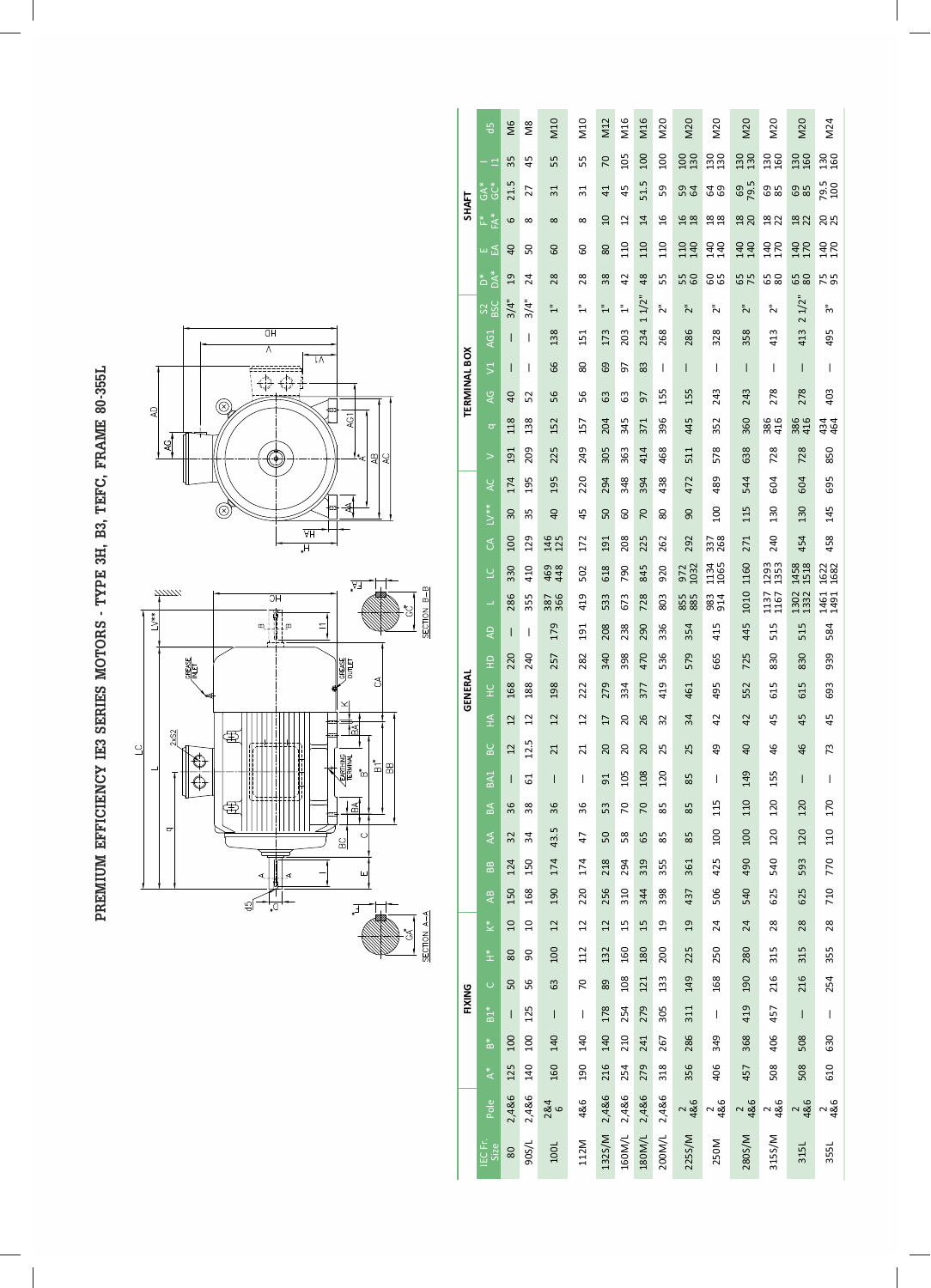# PREMIUM EFFICIENCY IE3 SERIES MOTORS - TYPE 3H, B3, TEFC, FRAME 80-355L

| IEC Fr. Size | Pole | FIXING | | | | | | | | GENERAL | | | | | | | | | | | | | | TERMINAL BOX | | | | | | SHAFT | | | | | |
|---|---|---|---|---|---|---|---|---|---|---|---|---|---|---|---|---|---|---|---|---|---|---|---|---|---|---|---|---|---|---|---|---|---|---|---|
| | | A* | B* | B1* | C | H* | K* | AB | BB | AA | BA | BA1 | BC | HA | HC | HD | AD | L | LC | CA | LV** | AC | V | q | AG | V1 | AG1 | S2 BSC | D* DA* | E EA | F* FA* | GA* GC* | l l1 | d5 |
| 80 | 2,4&6 | 125 | 100 | – | 50 | 80 | 10 | 150 | 124 | 32 | 36 | – | 12 | 12 | 168 | 220 | – | 286 | 330 | 100 | 30 | 174 | 191 | 118 | 40 | – | – | 3/4" | 19 | 40 | 6 | 21.5 | 35 | M6 |
| 90S/L | 2,4&6 | 140 | 100 | 125 | 56 | 90 | 10 | 168 | 150 | 34 | 38 | 61 | 12.5 | 12 | 188 | 240 | – | 355 | 410 | 129 | 35 | 195 | 209 | 138 | 52 | – | – | 3/4" | 24 | 50 | 8 | 27 | 45 | M8 |
| 100L | 2&4 6 | 160 | 140 | – | 63 | 100 | 12 | 190 | 174 | 43.5 | 36 | – | 21 | 12 | 198 | 257 | 179 | 387 366 | 469 448 | 146 125 | 40 | 195 | 225 | 152 | 56 | 66 | 138 | 1" | 28 | 60 | 8 | 31 | 55 | M10 |
| 112M | 4&6 | 190 | 140 | – | 70 | 112 | 12 | 220 | 174 | 47 | 36 | – | 21 | 12 | 222 | 282 | 191 | 419 | 502 | 172 | 45 | 220 | 249 | 157 | 56 | 80 | 151 | 1" | 28 | 60 | 8 | 31 | 55 | M10 |
| 132S/M | 2,4&6 | 216 | 140 | 178 | 89 | 132 | 12 | 256 | 218 | 50 | 53 | 91 | 20 | 17 | 279 | 340 | 208 | 533 | 618 | 191 | 50 | 294 | 305 | 204 | 63 | 69 | 173 | 1" | 38 | 80 | 10 | 41 | 70 | M12 |
| 160M/L | 2,4&6 | 254 | 210 | 254 | 108 | 160 | 15 | 310 | 294 | 58 | 70 | 105 | 20 | 20 | 334 | 398 | 238 | 673 | 790 | 208 | 60 | 348 | 363 | 345 | 63 | 97 | 203 | 1" | 42 | 110 | 12 | 45 | 105 | M16 |
| 180M/L | 2,4&6 | 279 | 241 | 279 | 121 | 180 | 15 | 344 | 319 | 65 | 70 | 108 | 20 | 26 | 377 | 470 | 290 | 728 | 845 | 225 | 70 | 394 | 414 | 371 | 97 | 83 | 234 | 1 1/2" | 48 | 110 | 14 | 51.5 | 100 | M16 |
| 200M/L | 2,4&6 | 318 | 267 | 305 | 133 | 200 | 19 | 398 | 355 | 85 | 85 | 120 | 25 | 32 | 419 | 536 | 336 | 803 | 920 | 262 | 80 | 438 | 468 | 396 | 155 | – | 268 | 2" | 55 | 110 | 16 | 59 | 100 | M20 |
| 225S/M | 2 4&6 | 356 | 286 | 311 | 149 | 225 | 19 | 437 | 361 | 85 | 85 | 85 | 25 | 34 | 461 | 579 | 354 | 855 885 | 972 1032 | 292 | 90 | 472 | 511 | 445 | 155 | – | 286 | 2" | 55 60 | 110 140 | 16 18 | 59 64 | 100 130 | M20 |
| 250M | 2 4&6 | 406 | 349 | – | 168 | 250 | 24 | 506 | 425 | 100 | 115 | – | 49 | 42 | 495 | 665 | 415 | 983 914 | 1134 1065 | 337 268 | 100 | 489 | 578 | 352 | 243 | – | 328 | 2" | 60 65 | 140 140 | 18 18 | 64 69 | 130 130 | M20 |
| 280S/M | 2 4&6 | 457 | 368 | 419 | 190 | 280 | 24 | 540 | 490 | 100 | 110 | 149 | 40 | 42 | 552 | 725 | 445 | 1010 | 1160 | 271 | 115 | 544 | 638 | 360 | 243 | – | 358 | 2" | 65 75 | 140 140 | 18 20 | 69 79.5 | 130 130 | M20 |
| 315S/M | 2 4&6 | 508 | 406 | 457 | 216 | 315 | 28 | 625 | 540 | 120 | 120 | 155 | 46 | 45 | 615 | 830 | 515 | 1137 1167 | 1293 1353 | 240 | 130 | 604 | 728 | 386 416 | 278 | – | 413 | 2" | 65 80 | 140 170 | 18 22 | 69 85 | 130 160 | M20 |
| 315L | 2 4&6 | 508 | 508 | – | 216 | 315 | 28 | 625 | 593 | 120 | 120 | – | 46 | 45 | 615 | 830 | 515 | 1302 1332 | 1458 1518 | 454 | 130 | 604 | 728 | 386 416 | 278 | – | 413 | 2 1/2" | 65 80 | 140 170 | 18 22 | 69 85 | 130 160 | M20 |
| 355L | 2 4&6 | 610 | 630 | – | 254 | 355 | 28 | 710 | 770 | 110 | 170 | – | 73 | 45 | 693 | 939 | 584 | 1461 1491 | 1622 1682 | 458 | 145 | 695 | 850 | 434 464 | 403 | – | 495 | 3" | 75 95 | 140 170 | 20 25 | 79.5 100 | 130 160 | M24 |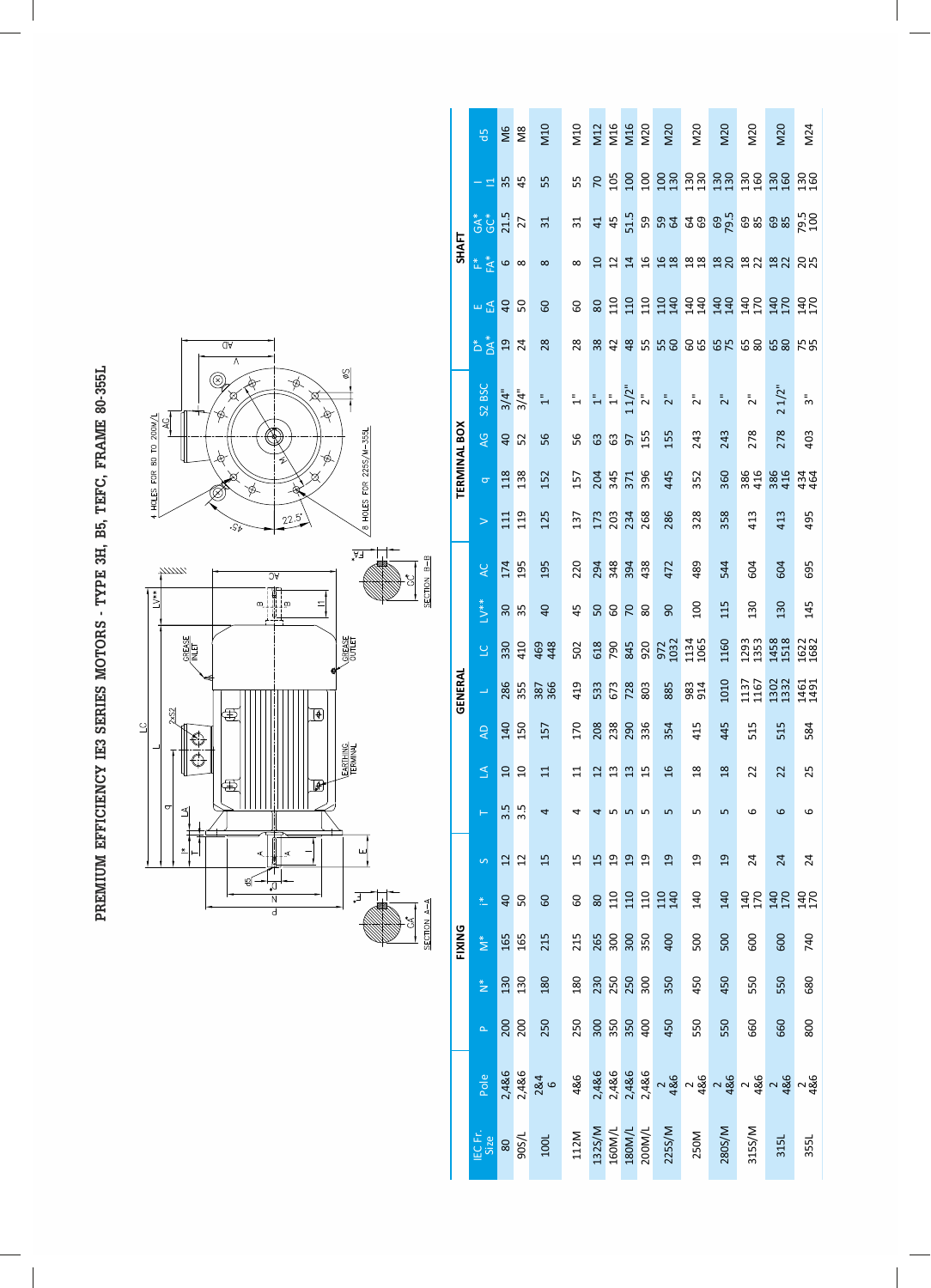# PREMIUM EFFICIENCY IE3 SERIES MOTORS - TYPE 3H, B5, TEFC, FRAME 80-355L

4 HOLES FOR 80 TO 200M/L

8 HOLES FOR 225S/M–355L

| IEC Fr. Size | Pole | FIXING | | | | | GENERAL | | | | | | | TERMINAL BOX | | | | SHAFT | | | | | |
|---|---|---|---|---|---|---|---|---|---|---|---|---|---|---|---|---|---|---|---|---|---|---|---|
| | | P | N* | M* | i* | S | T | LA | AD | L | LC | LV** | AC | V | q | AG | S2 BSC | D* / DA* | E / EA | F* / FA* | GA* / GC* | l / l1 | d5 |
| 80 | 2,4&6 | 200 | 130 | 165 | 40 | 12 | 3.5 | 10 | 140 | 286 | 330 | 30 | 174 | 111 | 118 | 40 | 3/4" | 19 | 40 | 6 | 21.5 | 35 | M6 |
| 90S/L | 2,4&6 | 200 | 130 | 165 | 50 | 12 | 3.5 | 10 | 150 | 355 | 410 | 35 | 195 | 119 | 138 | 52 | 3/4" | 24 | 50 | 8 | 27 | 45 | M8 |
| 100L | 2&4 / 6 | 250 | 180 | 215 | 60 | 15 | 4 | 11 | 157 | 387 / 366 | 469 / 448 | 40 | 195 | 125 | 152 | 56 | 1" | 28 | 60 | 8 | 31 | 55 | M10 |
| 112M | 4&6 | 250 | 180 | 215 | 60 | 15 | 4 | 11 | 170 | 419 | 502 | 45 | 220 | 137 | 157 | 56 | 1" | 28 | 60 | 8 | 31 | 55 | M10 |
| 132S/M | 2,4&6 | 300 | 230 | 265 | 80 | 15 | 4 | 12 | 208 | 533 | 618 | 50 | 294 | 173 | 204 | 63 | 1" | 38 | 80 | 10 | 41 | 70 | M12 |
| 160M/L | 2,4&6 | 350 | 250 | 300 | 110 | 19 | 5 | 13 | 238 | 673 | 790 | 60 | 348 | 203 | 345 | 63 | 1" | 42 | 110 | 12 | 45 | 105 | M16 |
| 180M/L | 2,4&6 | 350 | 250 | 300 | 110 | 19 | 5 | 13 | 290 | 728 | 845 | 70 | 394 | 234 | 371 | 97 | 1 1/2" | 48 | 110 | 14 | 51.5 | 100 | M16 |
| 200M/L | 2,4&6 | 400 | 300 | 350 | 110 | 19 | 5 | 15 | 336 | 803 | 920 | 80 | 438 | 268 | 396 | 155 | 2" | 55 | 110 | 16 | 59 | 100 | M20 |
| 225S/M | 2 / 4&6 | 450 | 350 | 400 | 110 / 140 | 19 | 5 | 16 | 354 | 885 | 972 / 1032 | 90 | 472 | 286 | 445 | 155 | 2" | 55 / 60 | 110 / 140 | 16 / 18 | 59 / 64 | 100 / 130 | M20 |
| 250M | 2 / 4&6 | 550 | 450 | 500 | 140 | 19 | 5 | 18 | 415 | 983 / 914 | 1134 / 1065 | 100 | 489 | 328 | 352 | 243 | 2" | 60 / 65 | 140 / 140 | 18 / 18 | 64 / 69 | 130 / 130 | M20 |
| 280S/M | 2 / 4&6 | 550 | 450 | 500 | 140 | 19 | 5 | 18 | 445 | 1010 | 1160 | 115 | 544 | 358 | 360 | 243 | 2" | 65 / 75 | 140 / 140 | 18 / 20 | 69 / 79.5 | 130 / 130 | M20 |
| 315S/M | 2 / 4&6 | 660 | 550 | 600 | 140 / 170 | 24 | 6 | 22 | 515 | 1137 / 1167 | 1293 / 1353 | 130 | 604 | 413 | 386 / 416 | 278 | 2" | 65 / 80 | 140 / 170 | 18 / 22 | 69 / 85 | 130 / 160 | M20 |
| 315L | 2 / 4&6 | 660 | 550 | 600 | 140 / 170 | 24 | 6 | 22 | 515 | 1302 / 1332 | 1458 / 1518 | 130 | 604 | 413 | 386 / 416 | 278 | 2 1/2" | 65 / 80 | 140 / 170 | 18 / 22 | 69 / 85 | 130 / 160 | M20 |
| 355L | 2 / 4&6 | 800 | 680 | 740 | 140 / 170 | 24 | 6 | 25 | 584 | 1461 / 1491 | 1622 / 1682 | 145 | 695 | 495 | 434 / 464 | 403 | 3" | 75 / 95 | 140 / 170 | 20 / 25 | 79.5 / 100 | 130 / 160 | M24 |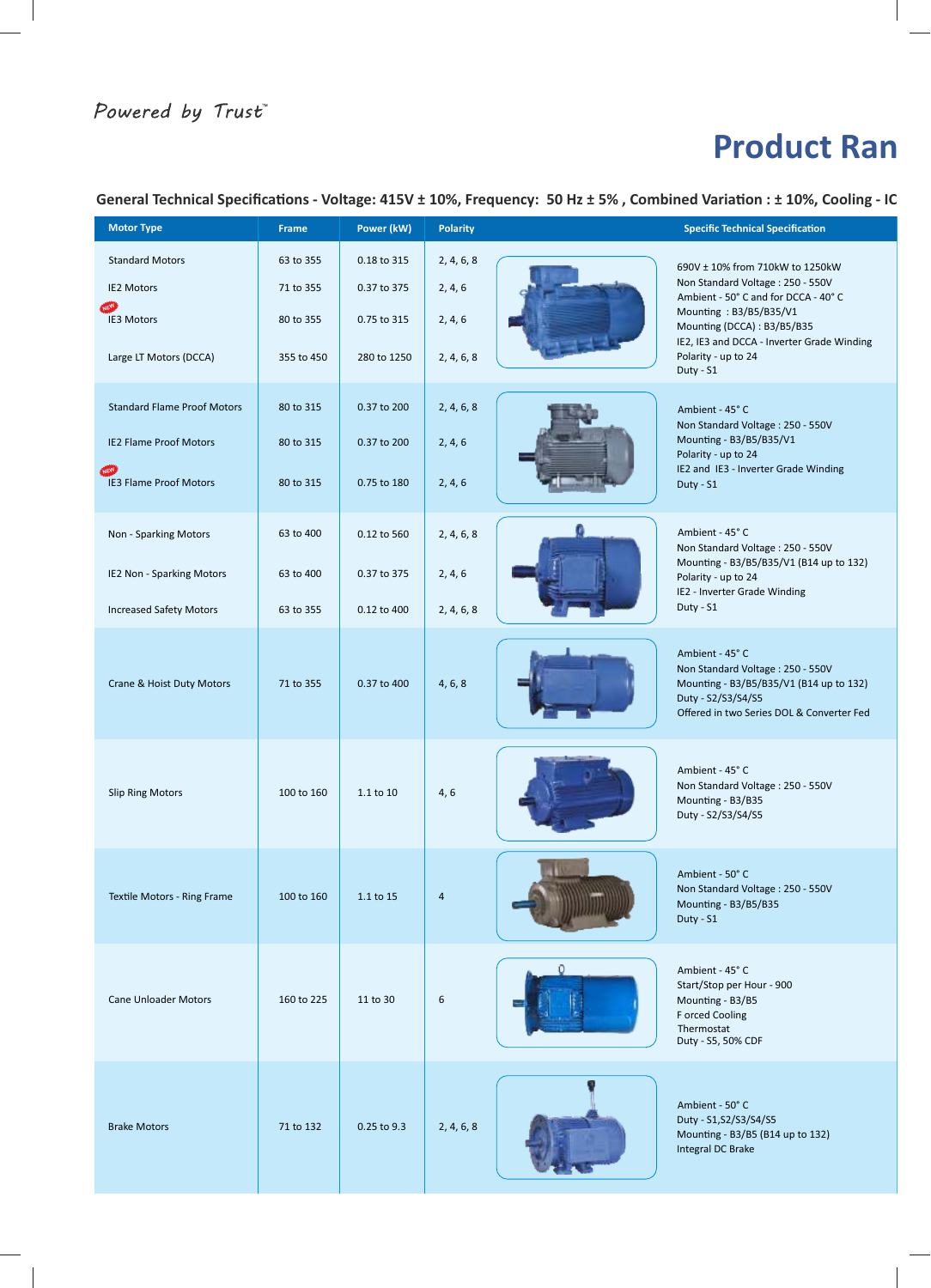*Powered by Trust*™

# Product Ran

## General Technical Specifications - Voltage: 415V ± 10%, Frequency: 50 Hz ± 5% , Combined Variation : ± 10%, Cooling - IC

| Motor Type | Frame | Power (kW) | Polarity | Specific Technical Specification |
|---|---|---|---|---|
| Standard Motors | 63 to 355 | 0.18 to 315 | 2, 4, 6, 8 | 690V ± 10% from 710kW to 1250kW<br>Non Standard Voltage : 250 - 550V<br>Ambient - 50° C and for DCCA - 40° C<br>Mounting : B3/B5/B35/V1<br>Mounting (DCCA) : B3/B5/B35<br>IE2, IE3 and DCCA - Inverter Grade Winding<br>Polarity - up to 24<br>Duty - S1 |
| IE2 Motors | 71 to 355 | 0.37 to 375 | 2, 4, 6 | |
| NEW IE3 Motors | 80 to 355 | 0.75 to 315 | 2, 4, 6 | |
| Large LT Motors (DCCA) | 355 to 450 | 280 to 1250 | 2, 4, 6, 8 | |
| Standard Flame Proof Motors | 80 to 315 | 0.37 to 200 | 2, 4, 6, 8 | Ambient - 45° C<br>Non Standard Voltage : 250 - 550V<br>Mounting - B3/B5/B35/V1<br>Polarity - up to 24<br>IE2 and IE3 - Inverter Grade Winding<br>Duty - S1 |
| IE2 Flame Proof Motors | 80 to 315 | 0.37 to 200 | 2, 4, 6 | |
| NEW IE3 Flame Proof Motors | 80 to 315 | 0.75 to 180 | 2, 4, 6 | |
| Non - Sparking Motors | 63 to 400 | 0.12 to 560 | 2, 4, 6, 8 | Ambient - 45° C<br>Non Standard Voltage : 250 - 550V<br>Mounting - B3/B5/B35/V1 (B14 up to 132)<br>Polarity - up to 24<br>IE2 - Inverter Grade Winding<br>Duty - S1 |
| IE2 Non - Sparking Motors | 63 to 400 | 0.37 to 375 | 2, 4, 6 | |
| Increased Safety Motors | 63 to 355 | 0.12 to 400 | 2, 4, 6, 8 | |
| Crane & Hoist Duty Motors | 71 to 355 | 0.37 to 400 | 4, 6, 8 | Ambient - 45° C<br>Non Standard Voltage : 250 - 550V<br>Mounting - B3/B5/B35/V1 (B14 up to 132)<br>Duty - S2/S3/S4/S5<br>Offered in two Series DOL & Converter Fed |
| Slip Ring Motors | 100 to 160 | 1.1 to 10 | 4, 6 | Ambient - 45° C<br>Non Standard Voltage : 250 - 550V<br>Mounting - B3/B35<br>Duty - S2/S3/S4/S5 |
| Textile Motors - Ring Frame | 100 to 160 | 1.1 to 15 | 4 | Ambient - 50° C<br>Non Standard Voltage : 250 - 550V<br>Mounting - B3/B5/B35<br>Duty - S1 |
| Cane Unloader Motors | 160 to 225 | 11 to 30 | 6 | Ambient - 45° C<br>Start/Stop per Hour - 900<br>Mounting - B3/B5<br>F orced Cooling<br>Thermostat<br>Duty - S5, 50% CDF |
| Brake Motors | 71 to 132 | 0.25 to 9.3 | 2, 4, 6, 8 | Ambient - 50° C<br>Duty - S1,S2/S3/S4/S5<br>Mounting - B3/B5 (B14 up to 132)<br>Integral DC Brake |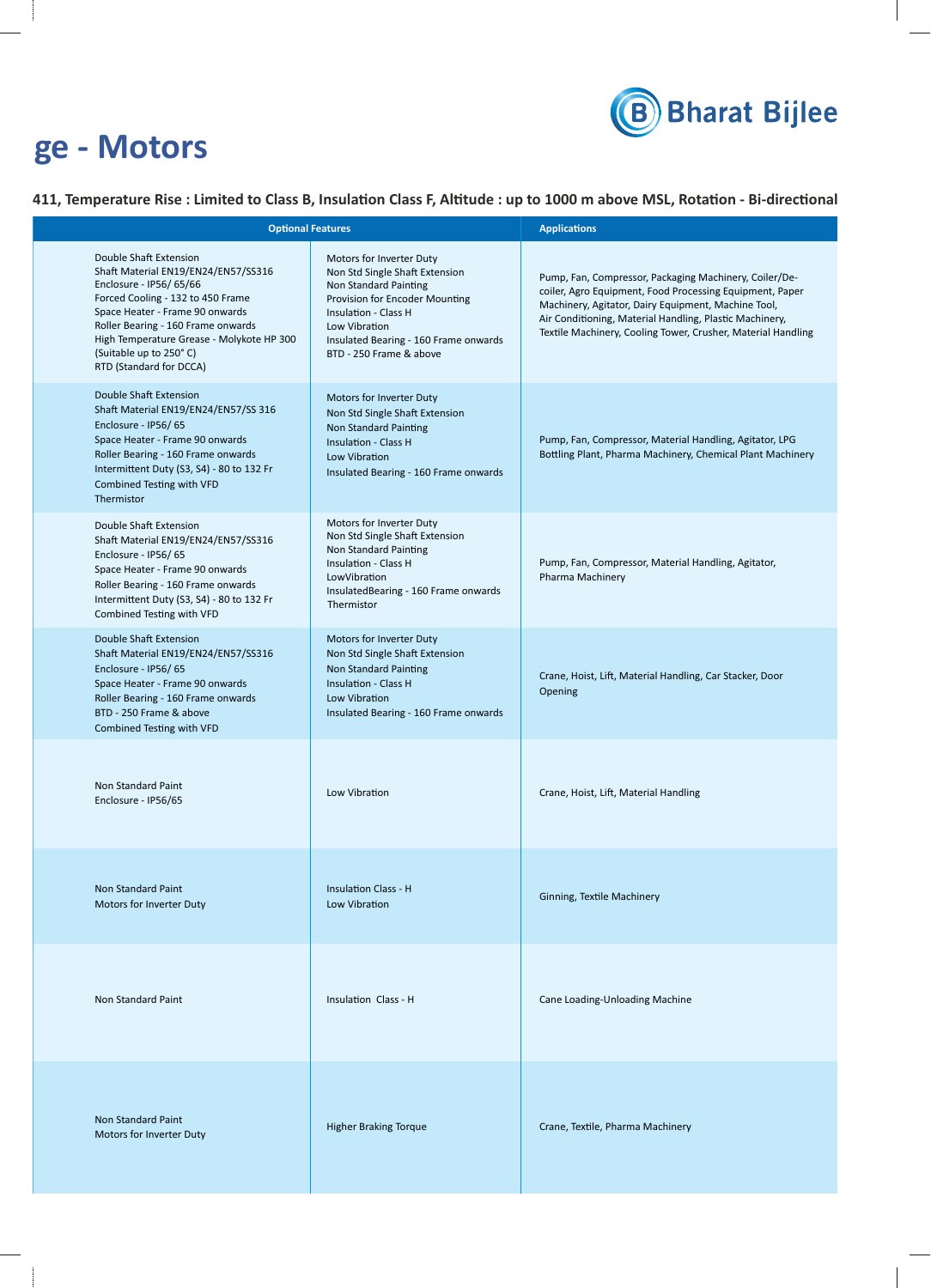# ge - Motors

**411, Temperature Rise : Limited to Class B, Insulation Class F, Altitude : up to 1000 m above MSL, Rotation - Bi-directional**

| Optional Features | | Applications |
|---|---|---|
| Double Shaft Extension<br>Shaft Material EN19/EN24/EN57/SS316<br>Enclosure - IP56/ 65/66<br>Forced Cooling - 132 to 450 Frame<br>Space Heater - Frame 90 onwards<br>Roller Bearing - 160 Frame onwards<br>High Temperature Grease - Molykote HP 300 (Suitable up to 250° C)<br>RTD (Standard for DCCA) | Motors for Inverter Duty<br>Non Std Single Shaft Extension<br>Non Standard Painting<br>Provision for Encoder Mounting<br>Insulation - Class H<br>Low Vibration<br>Insulated Bearing - 160 Frame onwards<br>BTD - 250 Frame & above | Pump, Fan, Compressor, Packaging Machinery, Coiler/De-coiler, Agro Equipment, Food Processing Equipment, Paper Machinery, Agitator, Dairy Equipment, Machine Tool, Air Conditioning, Material Handling, Plastic Machinery, Textile Machinery, Cooling Tower, Crusher, Material Handling |
| Double Shaft Extension<br>Shaft Material EN19/EN24/EN57/SS 316<br>Enclosure - IP56/ 65<br>Space Heater - Frame 90 onwards<br>Roller Bearing - 160 Frame onwards<br>Intermittent Duty (S3, S4) - 80 to 132 Fr<br>Combined Testing with VFD<br>Thermistor | Motors for Inverter Duty<br>Non Std Single Shaft Extension<br>Non Standard Painting<br>Insulation - Class H<br>Low Vibration<br>Insulated Bearing - 160 Frame onwards | Pump, Fan, Compressor, Material Handling, Agitator, LPG Bottling Plant, Pharma Machinery, Chemical Plant Machinery |
| Double Shaft Extension<br>Shaft Material EN19/EN24/EN57/SS316<br>Enclosure - IP56/ 65<br>Space Heater - Frame 90 onwards<br>Roller Bearing - 160 Frame onwards<br>Intermittent Duty (S3, S4) - 80 to 132 Fr<br>Combined Testing with VFD | Motors for Inverter Duty<br>Non Std Single Shaft Extension<br>Non Standard Painting<br>Insulation - Class H<br>LowVibration<br>InsulatedBearing - 160 Frame onwards<br>Thermistor | Pump, Fan, Compressor, Material Handling, Agitator, Pharma Machinery |
| Double Shaft Extension<br>Shaft Material EN19/EN24/EN57/SS316<br>Enclosure - IP56/ 65<br>Space Heater - Frame 90 onwards<br>Roller Bearing - 160 Frame onwards<br>BTD - 250 Frame & above<br>Combined Testing with VFD | Motors for Inverter Duty<br>Non Std Single Shaft Extension<br>Non Standard Painting<br>Insulation - Class H<br>Low Vibration<br>Insulated Bearing - 160 Frame onwards | Crane, Hoist, Lift, Material Handling, Car Stacker, Door Opening |
| Non Standard Paint<br>Enclosure - IP56/65 | Low Vibration | Crane, Hoist, Lift, Material Handling |
| Non Standard Paint<br>Motors for Inverter Duty | Insulation Class - H<br>Low Vibration | Ginning, Textile Machinery |
| Non Standard Paint | Insulation Class - H | Cane Loading-Unloading Machine |
| Non Standard Paint<br>Motors for Inverter Duty | Higher Braking Torque | Crane, Textile, Pharma Machinery |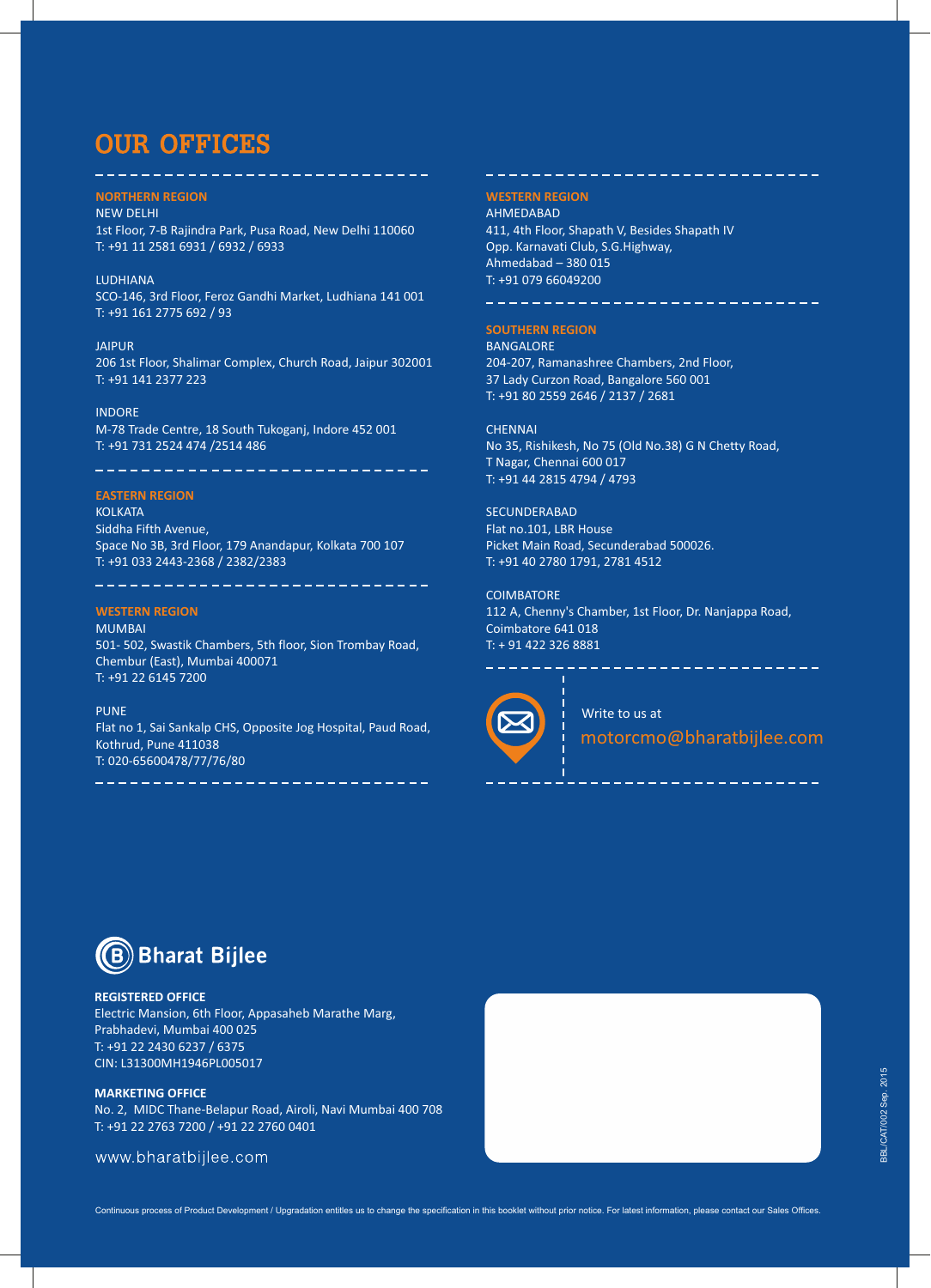# OUR OFFICES

### NORTHERN REGION

NEW DELHI
1st Floor, 7-B Rajindra Park, Pusa Road, New Delhi 110060
T: +91 11 2581 6931 / 6932 / 6933

LUDHIANA
SCO-146, 3rd Floor, Feroz Gandhi Market, Ludhiana 141 001
T: +91 161 2775 692 / 93

JAIPUR
206 1st Floor, Shalimar Complex, Church Road, Jaipur 302001
T: +91 141 2377 223

INDORE
M-78 Trade Centre, 18 South Tukoganj, Indore 452 001
T: +91 731 2524 474 /2514 486

### EASTERN REGION

KOLKATA
Siddha Fifth Avenue,
Space No 3B, 3rd Floor, 179 Anandapur, Kolkata 700 107
T: +91 033 2443-2368 / 2382/2383

### WESTERN REGION

MUMBAI
501- 502, Swastik Chambers, 5th floor, Sion Trombay Road,
Chembur (East), Mumbai 400071
T: +91 22 6145 7200

PUNE
Flat no 1, Sai Sankalp CHS, Opposite Jog Hospital, Paud Road,
Kothrud, Pune 411038
T: 020-65600478/77/76/80

### WESTERN REGION

AHMEDABAD
411, 4th Floor, Shapath V, Besides Shapath IV
Opp. Karnavati Club, S.G.Highway,
Ahmedabad – 380 015
T: +91 079 66049200

### SOUTHERN REGION

BANGALORE
204-207, Ramanashree Chambers, 2nd Floor,
37 Lady Curzon Road, Bangalore 560 001
T: +91 80 2559 2646 / 2137 / 2681

CHENNAI
No 35, Rishikesh, No 75 (Old No.38) G N Chetty Road,
T Nagar, Chennai 600 017
T: +91 44 2815 4794 / 4793

SECUNDERABAD
Flat no.101, LBR House
Picket Main Road, Secunderabad 500026.
T: +91 40 2780 1791, 2781 4512

COIMBATORE
112 A, Chenny's Chamber, 1st Floor, Dr. Nanjappa Road,
Coimbatore 641 018
T: + 91 422 326 8881

Write to us at
motorcmo@bharatbijlee.com

Bharat Bijlee

**REGISTERED OFFICE**
Electric Mansion, 6th Floor, Appasaheb Marathe Marg,
Prabhadevi, Mumbai 400 025
T: +91 22 2430 6237 / 6375
CIN: L31300MH1946PL005017

**MARKETING OFFICE**
No. 2, MIDC Thane-Belapur Road, Airoli, Navi Mumbai 400 708
T: +91 22 2763 7200 / +91 22 2760 0401

www.bharatbijlee.com

BBL/CAT/002 Sep. 2015

Continuous process of Product Development / Upgradation entitles us to change the specification in this booklet without prior notice. For latest information, please contact our Sales Offices.